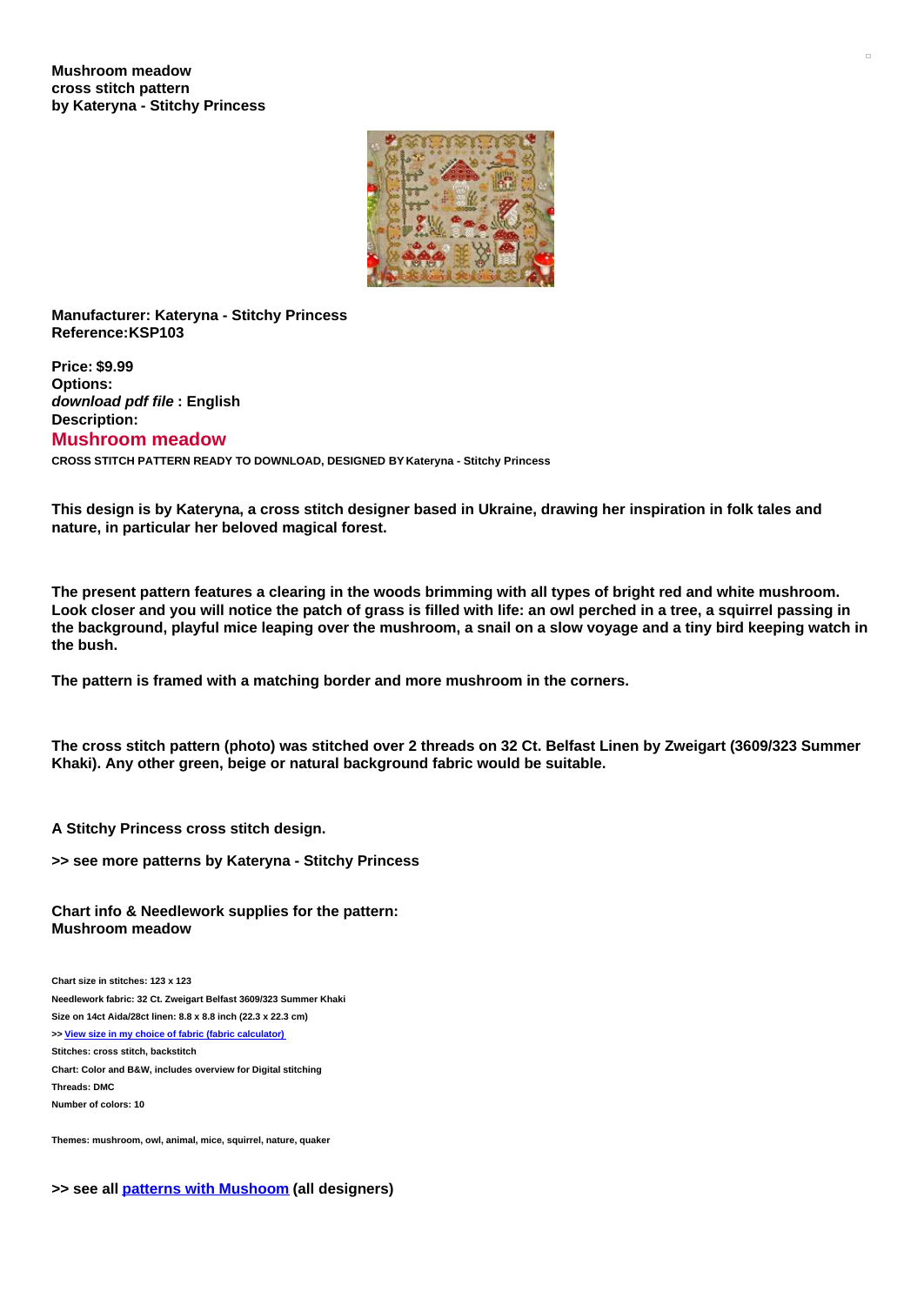**Mushroom meadow**
**cross stitch pattern**
**by Kateryna - Stitchy Princess**

**Manufacturer: Kateryna - Stitchy Princess**
**Reference:KSP103**

**Price: $9.99**
**Options:**
***download pdf file* : English**
**Description:**

## Mushroom meadow

**CROSS STITCH PATTERN READY TO DOWNLOAD, DESIGNED BY Kateryna - Stitchy Princess**

**This design is by Kateryna, a cross stitch designer based in Ukraine, drawing her inspiration in folk tales and nature, in particular her beloved magical forest.**

**The present pattern features a clearing in the woods brimming with all types of bright red and white mushroom. Look closer and you will notice the patch of grass is filled with life: an owl perched in a tree, a squirrel passing in the background, playful mice leaping over the mushroom, a snail on a slow voyage and a tiny bird keeping watch in the bush.**

**The pattern is framed with a matching border and more mushroom in the corners.**

**The cross stitch pattern (photo) was stitched over 2 threads on 32 Ct. Belfast Linen by Zweigart (3609/323 Summer Khaki). Any other green, beige or natural background fabric would be suitable.**

**A Stitchy Princess cross stitch design.**

**>> see more patterns by Kateryna - Stitchy Princess**

**Chart info & Needlework supplies for the pattern:**
**Mushroom meadow**

**Chart size in stitches: 123 x 123**
**Needlework fabric: 32 Ct. Zweigart Belfast 3609/323 Summer Khaki**
**Size on 14ct Aida/28ct linen: 8.8 x 8.8 inch (22.3 x 22.3 cm)**
**>> View size in my choice of fabric (fabric calculator)**
**Stitches: cross stitch, backstitch**
**Chart: Color and B&W, includes overview for Digital stitching**
**Threads: DMC**
**Number of colors: 10**

**Themes: mushroom, owl, animal, mice, squirrel, nature, quaker**

**>> see all patterns with Mushoom (all designers)**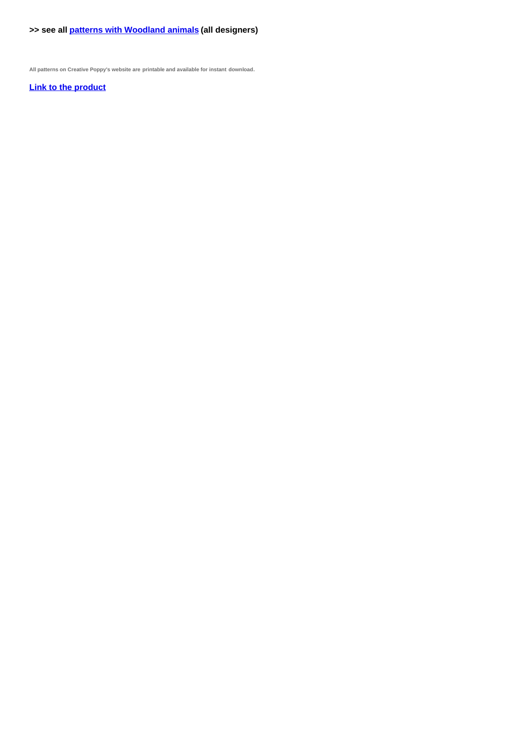**>> see all [patterns with Woodland animals] (all designers)**

All patterns on Creative Poppy's website are printable and available for instant download.

**[Link to the product]**